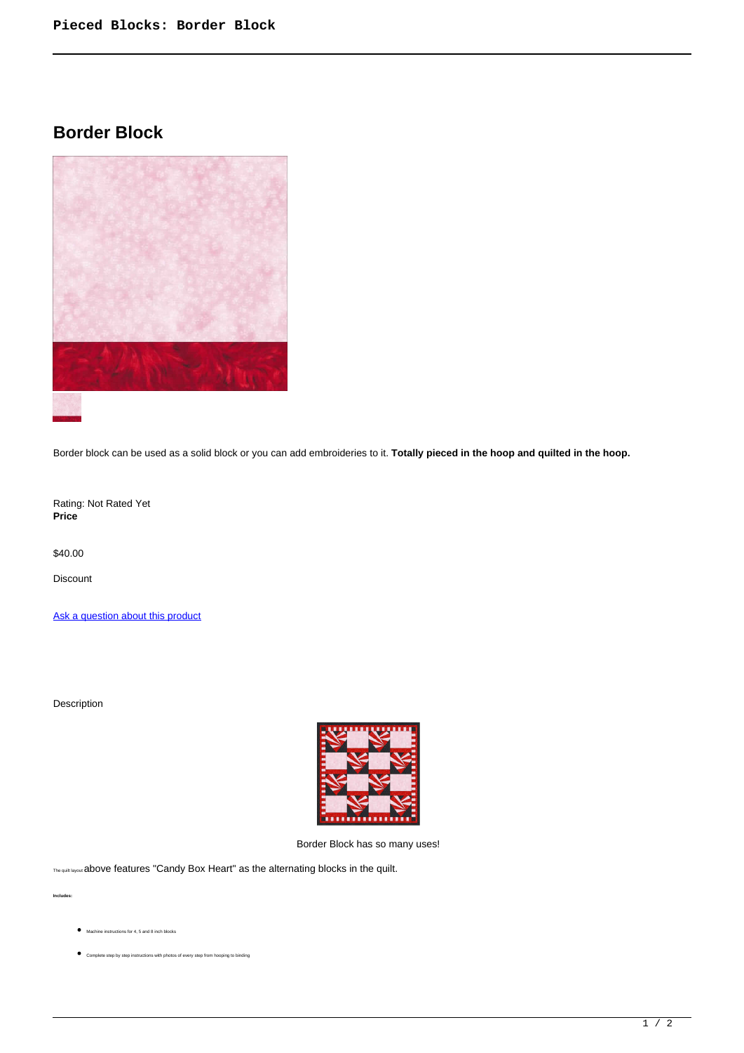# Border Block

Border block can be used as a solid block or you can add embroideries to it. **Totally pieced in the hoop and quilted in the hoop.**

Rating: Not Rated Yet
**Price**

$40.00

Discount

[Ask a question about this product]()

Description

Border Block has so many uses!

The quilt layout above features "Candy Box Heart" as the alternating blocks in the quilt.

**Includes:**

- Machine instructions for 4, 5 and 8 inch blocks
- Complete step by step instructions with photos of every step from hooping to binding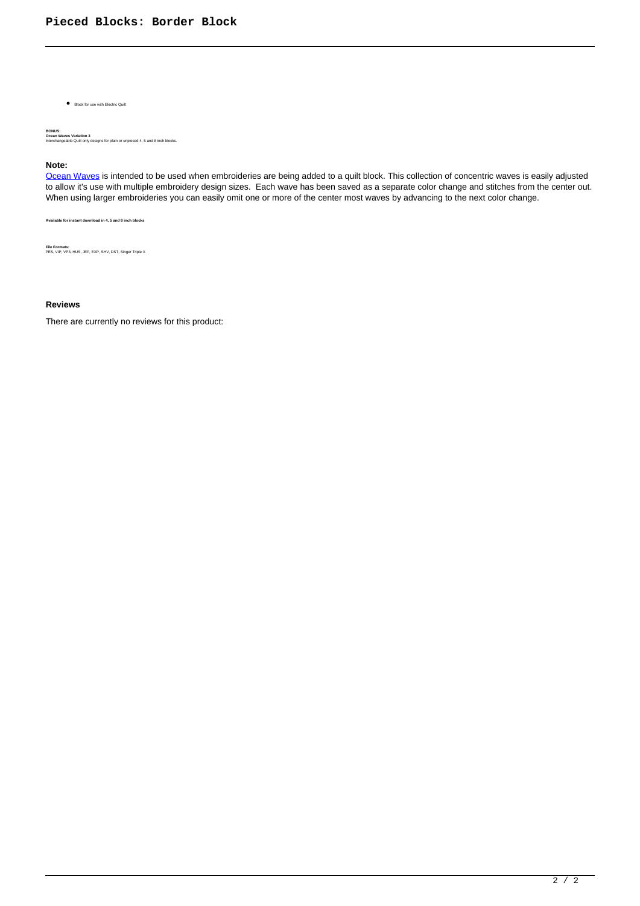# Pieced Blocks: Border Block

- Block for use with Electric Quilt

**BONUS:**
**Ocean Waves Variation 3**
Interchangeable Quilt only designs for plain or unpieced 4, 5 and 8 inch blocks.

**Note:**
Ocean Waves is intended to be used when embroideries are being added to a quilt block. This collection of concentric waves is easily adjusted to allow it's use with multiple embroidery design sizes. Each wave has been saved as a separate color change and stitches from the center out. When using larger embroideries you can easily omit one or more of the center most waves by advancing to the next color change.

**Available for instant download in 4, 5 and 8 inch blocks**

**File Formats:**
PES, VIP, VP3, HUS, JEF, EXP, SHV, DST, Singer Triple X

**Reviews**

There are currently no reviews for this product: